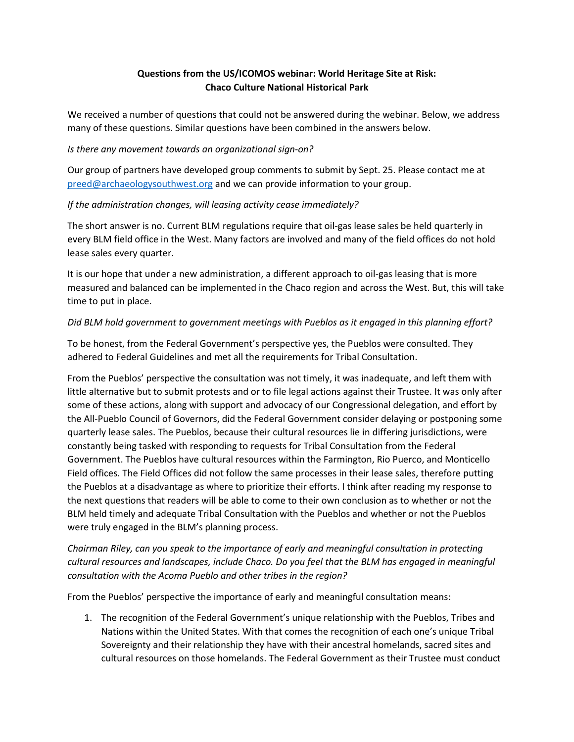**Questions from the US/ICOMOS webinar: World Heritage Site at Risk: Chaco Culture National Historical Park**

We received a number of questions that could not be answered during the webinar. Below, we address many of these questions. Similar questions have been combined in the answers below.

*Is there any movement towards an organizational sign-on?*

Our group of partners have developed group comments to submit by Sept. 25. Please contact me at preed@archaeologysouthwest.org and we can provide information to your group.

*If the administration changes, will leasing activity cease immediately?*

The short answer is no. Current BLM regulations require that oil-gas lease sales be held quarterly in every BLM field office in the West. Many factors are involved and many of the field offices do not hold lease sales every quarter.

It is our hope that under a new administration, a different approach to oil-gas leasing that is more measured and balanced can be implemented in the Chaco region and across the West. But, this will take time to put in place.

*Did BLM hold government to government meetings with Pueblos as it engaged in this planning effort?*

To be honest, from the Federal Government's perspective yes, the Pueblos were consulted. They adhered to Federal Guidelines and met all the requirements for Tribal Consultation.

From the Pueblos' perspective the consultation was not timely, it was inadequate, and left them with little alternative but to submit protests and or to file legal actions against their Trustee. It was only after some of these actions, along with support and advocacy of our Congressional delegation, and effort by the All-Pueblo Council of Governors, did the Federal Government consider delaying or postponing some quarterly lease sales. The Pueblos, because their cultural resources lie in differing jurisdictions, were constantly being tasked with responding to requests for Tribal Consultation from the Federal Government. The Pueblos have cultural resources within the Farmington, Rio Puerco, and Monticello Field offices. The Field Offices did not follow the same processes in their lease sales, therefore putting the Pueblos at a disadvantage as where to prioritize their efforts. I think after reading my response to the next questions that readers will be able to come to their own conclusion as to whether or not the BLM held timely and adequate Tribal Consultation with the Pueblos and whether or not the Pueblos were truly engaged in the BLM's planning process.

*Chairman Riley, can you speak to the importance of early and meaningful consultation in protecting cultural resources and landscapes, include Chaco. Do you feel that the BLM has engaged in meaningful consultation with the Acoma Pueblo and other tribes in the region?*

From the Pueblos' perspective the importance of early and meaningful consultation means:

1. The recognition of the Federal Government's unique relationship with the Pueblos, Tribes and Nations within the United States. With that comes the recognition of each one's unique Tribal Sovereignty and their relationship they have with their ancestral homelands, sacred sites and cultural resources on those homelands. The Federal Government as their Trustee must conduct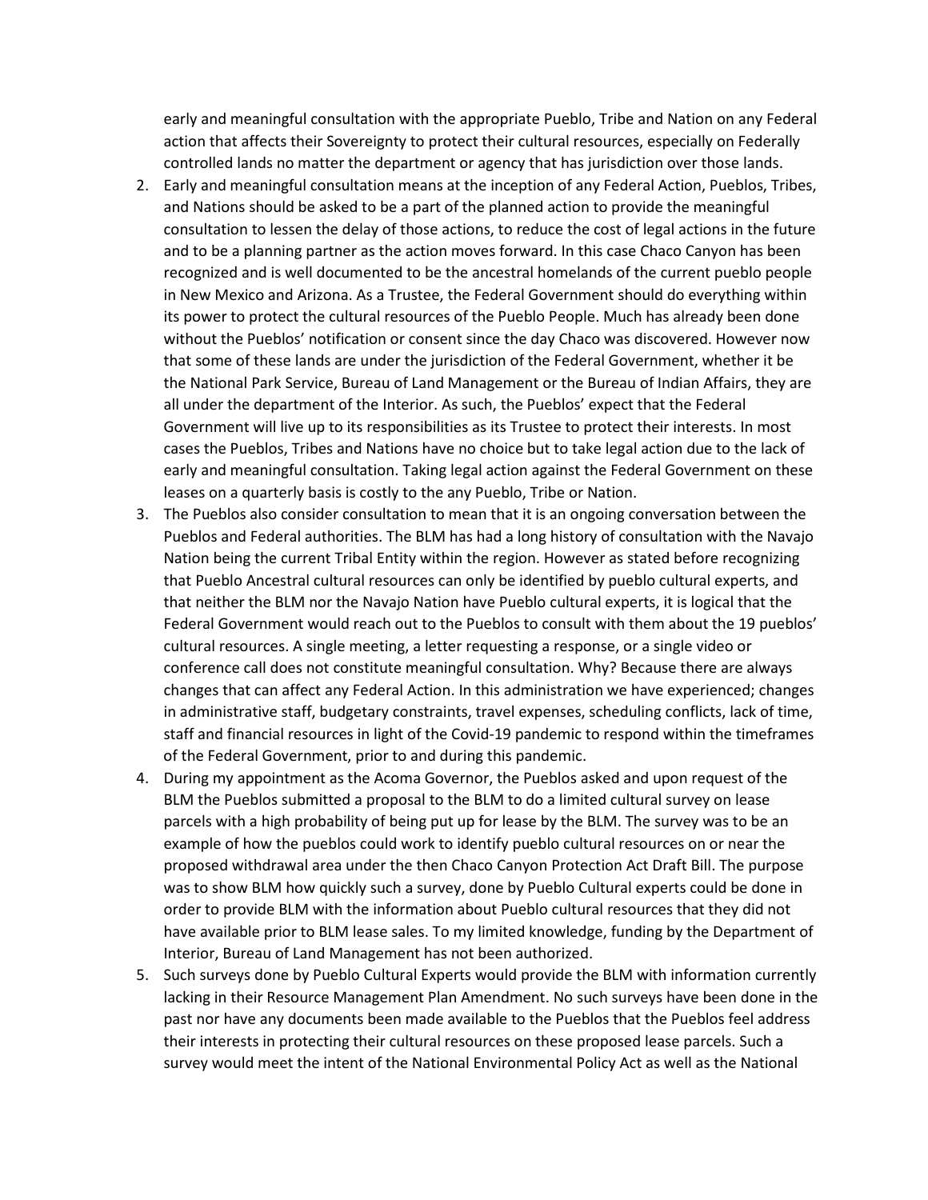early and meaningful consultation with the appropriate Pueblo, Tribe and Nation on any Federal action that affects their Sovereignty to protect their cultural resources, especially on Federally controlled lands no matter the department or agency that has jurisdiction over those lands.

2. Early and meaningful consultation means at the inception of any Federal Action, Pueblos, Tribes, and Nations should be asked to be a part of the planned action to provide the meaningful consultation to lessen the delay of those actions, to reduce the cost of legal actions in the future and to be a planning partner as the action moves forward. In this case Chaco Canyon has been recognized and is well documented to be the ancestral homelands of the current pueblo people in New Mexico and Arizona. As a Trustee, the Federal Government should do everything within its power to protect the cultural resources of the Pueblo People. Much has already been done without the Pueblos' notification or consent since the day Chaco was discovered. However now that some of these lands are under the jurisdiction of the Federal Government, whether it be the National Park Service, Bureau of Land Management or the Bureau of Indian Affairs, they are all under the department of the Interior. As such, the Pueblos' expect that the Federal Government will live up to its responsibilities as its Trustee to protect their interests. In most cases the Pueblos, Tribes and Nations have no choice but to take legal action due to the lack of early and meaningful consultation. Taking legal action against the Federal Government on these leases on a quarterly basis is costly to the any Pueblo, Tribe or Nation.
3. The Pueblos also consider consultation to mean that it is an ongoing conversation between the Pueblos and Federal authorities. The BLM has had a long history of consultation with the Navajo Nation being the current Tribal Entity within the region. However as stated before recognizing that Pueblo Ancestral cultural resources can only be identified by pueblo cultural experts, and that neither the BLM nor the Navajo Nation have Pueblo cultural experts, it is logical that the Federal Government would reach out to the Pueblos to consult with them about the 19 pueblos' cultural resources. A single meeting, a letter requesting a response, or a single video or conference call does not constitute meaningful consultation. Why? Because there are always changes that can affect any Federal Action. In this administration we have experienced; changes in administrative staff, budgetary constraints, travel expenses, scheduling conflicts, lack of time, staff and financial resources in light of the Covid-19 pandemic to respond within the timeframes of the Federal Government, prior to and during this pandemic.
4. During my appointment as the Acoma Governor, the Pueblos asked and upon request of the BLM the Pueblos submitted a proposal to the BLM to do a limited cultural survey on lease parcels with a high probability of being put up for lease by the BLM. The survey was to be an example of how the pueblos could work to identify pueblo cultural resources on or near the proposed withdrawal area under the then Chaco Canyon Protection Act Draft Bill. The purpose was to show BLM how quickly such a survey, done by Pueblo Cultural experts could be done in order to provide BLM with the information about Pueblo cultural resources that they did not have available prior to BLM lease sales. To my limited knowledge, funding by the Department of Interior, Bureau of Land Management has not been authorized.
5. Such surveys done by Pueblo Cultural Experts would provide the BLM with information currently lacking in their Resource Management Plan Amendment. No such surveys have been done in the past nor have any documents been made available to the Pueblos that the Pueblos feel address their interests in protecting their cultural resources on these proposed lease parcels. Such a survey would meet the intent of the National Environmental Policy Act as well as the National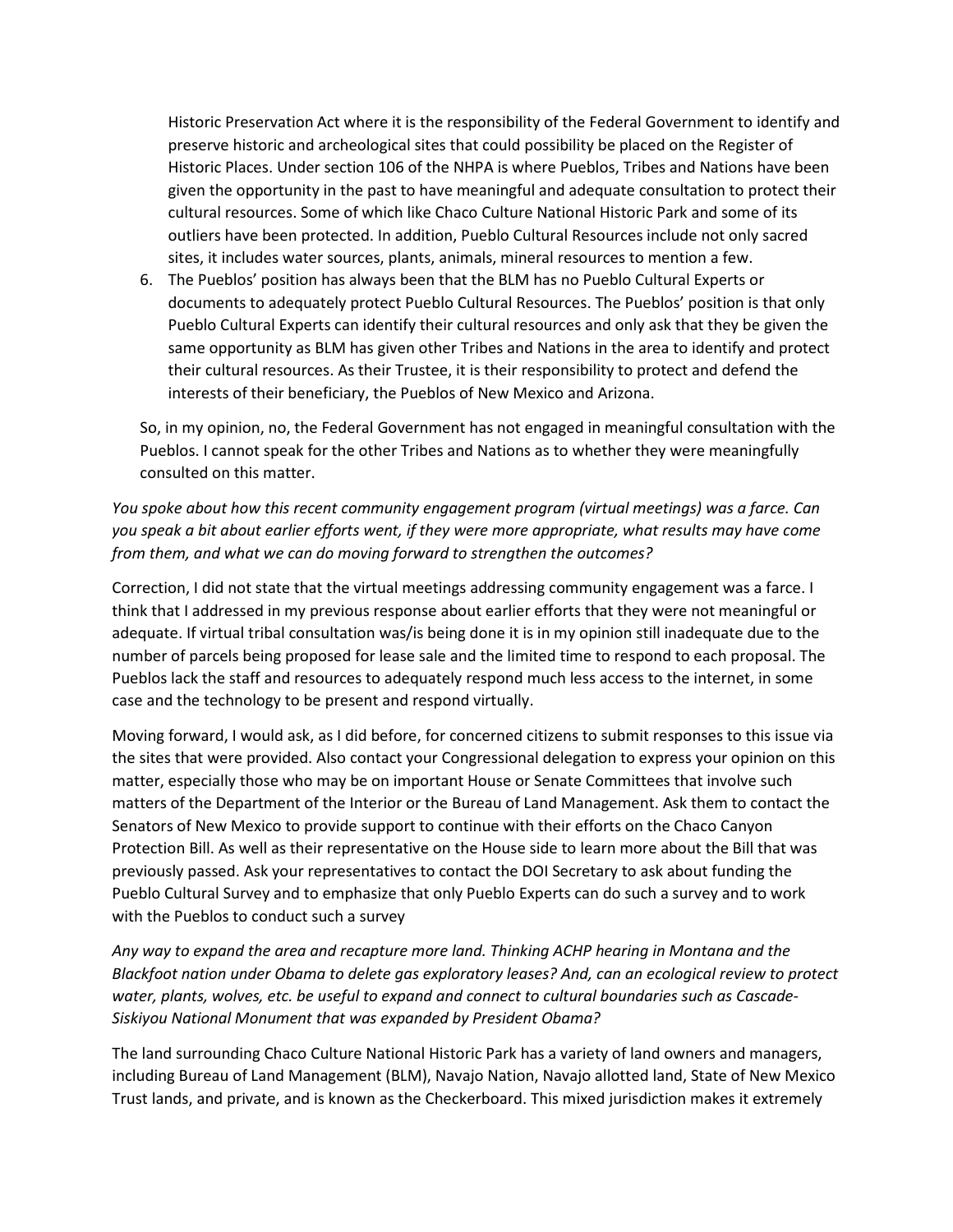Historic Preservation Act where it is the responsibility of the Federal Government to identify and preserve historic and archeological sites that could possibility be placed on the Register of Historic Places. Under section 106 of the NHPA is where Pueblos, Tribes and Nations have been given the opportunity in the past to have meaningful and adequate consultation to protect their cultural resources. Some of which like Chaco Culture National Historic Park and some of its outliers have been protected. In addition, Pueblo Cultural Resources include not only sacred sites, it includes water sources, plants, animals, mineral resources to mention a few.

6. The Pueblos' position has always been that the BLM has no Pueblo Cultural Experts or documents to adequately protect Pueblo Cultural Resources. The Pueblos' position is that only Pueblo Cultural Experts can identify their cultural resources and only ask that they be given the same opportunity as BLM has given other Tribes and Nations in the area to identify and protect their cultural resources. As their Trustee, it is their responsibility to protect and defend the interests of their beneficiary, the Pueblos of New Mexico and Arizona.

So, in my opinion, no, the Federal Government has not engaged in meaningful consultation with the Pueblos. I cannot speak for the other Tribes and Nations as to whether they were meaningfully consulted on this matter.

*You spoke about how this recent community engagement program (virtual meetings) was a farce. Can you speak a bit about earlier efforts went, if they were more appropriate, what results may have come from them, and what we can do moving forward to strengthen the outcomes?*

Correction, I did not state that the virtual meetings addressing community engagement was a farce. I think that I addressed in my previous response about earlier efforts that they were not meaningful or adequate. If virtual tribal consultation was/is being done it is in my opinion still inadequate due to the number of parcels being proposed for lease sale and the limited time to respond to each proposal. The Pueblos lack the staff and resources to adequately respond much less access to the internet, in some case and the technology to be present and respond virtually.

Moving forward, I would ask, as I did before, for concerned citizens to submit responses to this issue via the sites that were provided. Also contact your Congressional delegation to express your opinion on this matter, especially those who may be on important House or Senate Committees that involve such matters of the Department of the Interior or the Bureau of Land Management. Ask them to contact the Senators of New Mexico to provide support to continue with their efforts on the Chaco Canyon Protection Bill. As well as their representative on the House side to learn more about the Bill that was previously passed. Ask your representatives to contact the DOI Secretary to ask about funding the Pueblo Cultural Survey and to emphasize that only Pueblo Experts can do such a survey and to work with the Pueblos to conduct such a survey

*Any way to expand the area and recapture more land. Thinking ACHP hearing in Montana and the Blackfoot nation under Obama to delete gas exploratory leases? And, can an ecological review to protect water, plants, wolves, etc. be useful to expand and connect to cultural boundaries such as Cascade-Siskiyou National Monument that was expanded by President Obama?*

The land surrounding Chaco Culture National Historic Park has a variety of land owners and managers, including Bureau of Land Management (BLM), Navajo Nation, Navajo allotted land, State of New Mexico Trust lands, and private, and is known as the Checkerboard. This mixed jurisdiction makes it extremely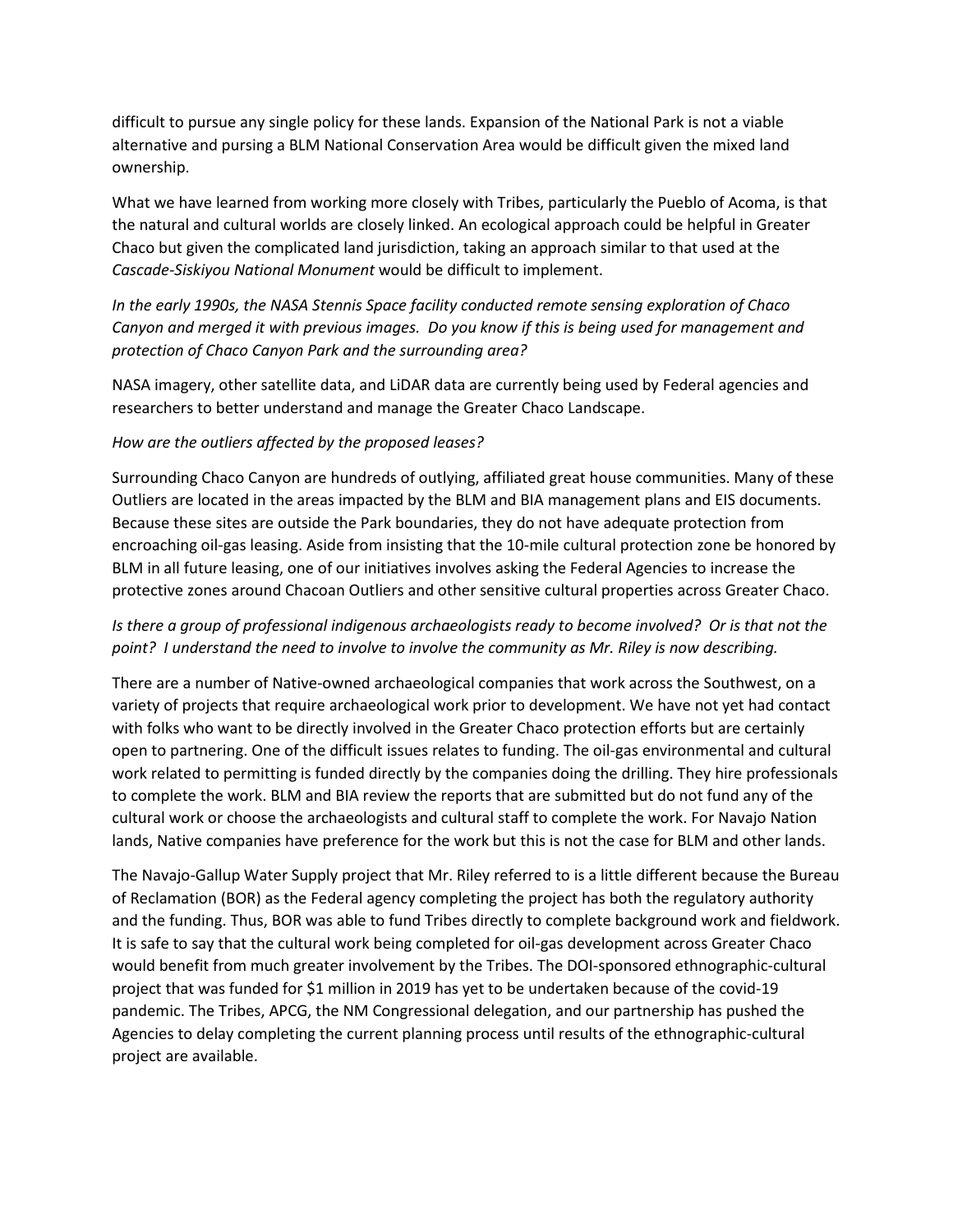difficult to pursue any single policy for these lands. Expansion of the National Park is not a viable alternative and pursing a BLM National Conservation Area would be difficult given the mixed land ownership.

What we have learned from working more closely with Tribes, particularly the Pueblo of Acoma, is that the natural and cultural worlds are closely linked. An ecological approach could be helpful in Greater Chaco but given the complicated land jurisdiction, taking an approach similar to that used at the *Cascade-Siskiyou National Monument* would be difficult to implement.

*In the early 1990s, the NASA Stennis Space facility conducted remote sensing exploration of Chaco Canyon and merged it with previous images. Do you know if this is being used for management and protection of Chaco Canyon Park and the surrounding area?*

NASA imagery, other satellite data, and LiDAR data are currently being used by Federal agencies and researchers to better understand and manage the Greater Chaco Landscape.

*How are the outliers affected by the proposed leases?*

Surrounding Chaco Canyon are hundreds of outlying, affiliated great house communities. Many of these Outliers are located in the areas impacted by the BLM and BIA management plans and EIS documents. Because these sites are outside the Park boundaries, they do not have adequate protection from encroaching oil-gas leasing. Aside from insisting that the 10-mile cultural protection zone be honored by BLM in all future leasing, one of our initiatives involves asking the Federal Agencies to increase the protective zones around Chacoan Outliers and other sensitive cultural properties across Greater Chaco.

*Is there a group of professional indigenous archaeologists ready to become involved? Or is that not the point? I understand the need to involve to involve the community as Mr. Riley is now describing.*

There are a number of Native-owned archaeological companies that work across the Southwest, on a variety of projects that require archaeological work prior to development. We have not yet had contact with folks who want to be directly involved in the Greater Chaco protection efforts but are certainly open to partnering. One of the difficult issues relates to funding. The oil-gas environmental and cultural work related to permitting is funded directly by the companies doing the drilling. They hire professionals to complete the work. BLM and BIA review the reports that are submitted but do not fund any of the cultural work or choose the archaeologists and cultural staff to complete the work. For Navajo Nation lands, Native companies have preference for the work but this is not the case for BLM and other lands.

The Navajo-Gallup Water Supply project that Mr. Riley referred to is a little different because the Bureau of Reclamation (BOR) as the Federal agency completing the project has both the regulatory authority and the funding. Thus, BOR was able to fund Tribes directly to complete background work and fieldwork. It is safe to say that the cultural work being completed for oil-gas development across Greater Chaco would benefit from much greater involvement by the Tribes. The DOI-sponsored ethnographic-cultural project that was funded for $1 million in 2019 has yet to be undertaken because of the covid-19 pandemic. The Tribes, APCG, the NM Congressional delegation, and our partnership has pushed the Agencies to delay completing the current planning process until results of the ethnographic-cultural project are available.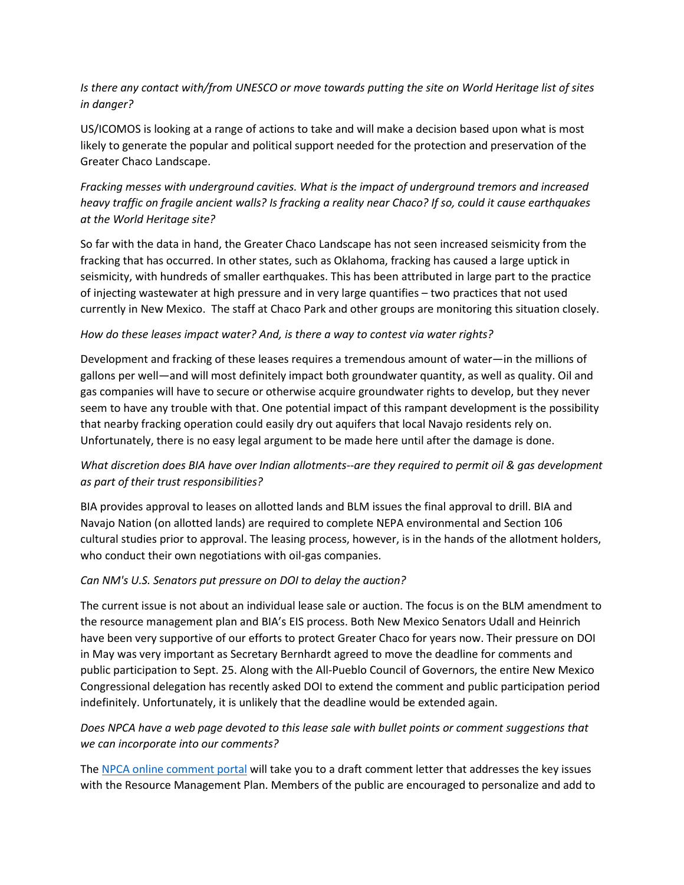*Is there any contact with/from UNESCO or move towards putting the site on World Heritage list of sites in danger?*

US/ICOMOS is looking at a range of actions to take and will make a decision based upon what is most likely to generate the popular and political support needed for the protection and preservation of the Greater Chaco Landscape.

*Fracking messes with underground cavities. What is the impact of underground tremors and increased heavy traffic on fragile ancient walls? Is fracking a reality near Chaco? If so, could it cause earthquakes at the World Heritage site?*

So far with the data in hand, the Greater Chaco Landscape has not seen increased seismicity from the fracking that has occurred. In other states, such as Oklahoma, fracking has caused a large uptick in seismicity, with hundreds of smaller earthquakes. This has been attributed in large part to the practice of injecting wastewater at high pressure and in very large quantifies – two practices that not used currently in New Mexico. The staff at Chaco Park and other groups are monitoring this situation closely.

*How do these leases impact water? And, is there a way to contest via water rights?*

Development and fracking of these leases requires a tremendous amount of water—in the millions of gallons per well—and will most definitely impact both groundwater quantity, as well as quality. Oil and gas companies will have to secure or otherwise acquire groundwater rights to develop, but they never seem to have any trouble with that. One potential impact of this rampant development is the possibility that nearby fracking operation could easily dry out aquifers that local Navajo residents rely on. Unfortunately, there is no easy legal argument to be made here until after the damage is done.

*What discretion does BIA have over Indian allotments--are they required to permit oil & gas development as part of their trust responsibilities?*

BIA provides approval to leases on allotted lands and BLM issues the final approval to drill. BIA and Navajo Nation (on allotted lands) are required to complete NEPA environmental and Section 106 cultural studies prior to approval. The leasing process, however, is in the hands of the allotment holders, who conduct their own negotiations with oil-gas companies.

*Can NM's U.S. Senators put pressure on DOI to delay the auction?*

The current issue is not about an individual lease sale or auction. The focus is on the BLM amendment to the resource management plan and BIA's EIS process. Both New Mexico Senators Udall and Heinrich have been very supportive of our efforts to protect Greater Chaco for years now. Their pressure on DOI in May was very important as Secretary Bernhardt agreed to move the deadline for comments and public participation to Sept. 25. Along with the All-Pueblo Council of Governors, the entire New Mexico Congressional delegation has recently asked DOI to extend the comment and public participation period indefinitely. Unfortunately, it is unlikely that the deadline would be extended again.

*Does NPCA have a web page devoted to this lease sale with bullet points or comment suggestions that we can incorporate into our comments?*

The NPCA online comment portal will take you to a draft comment letter that addresses the key issues with the Resource Management Plan. Members of the public are encouraged to personalize and add to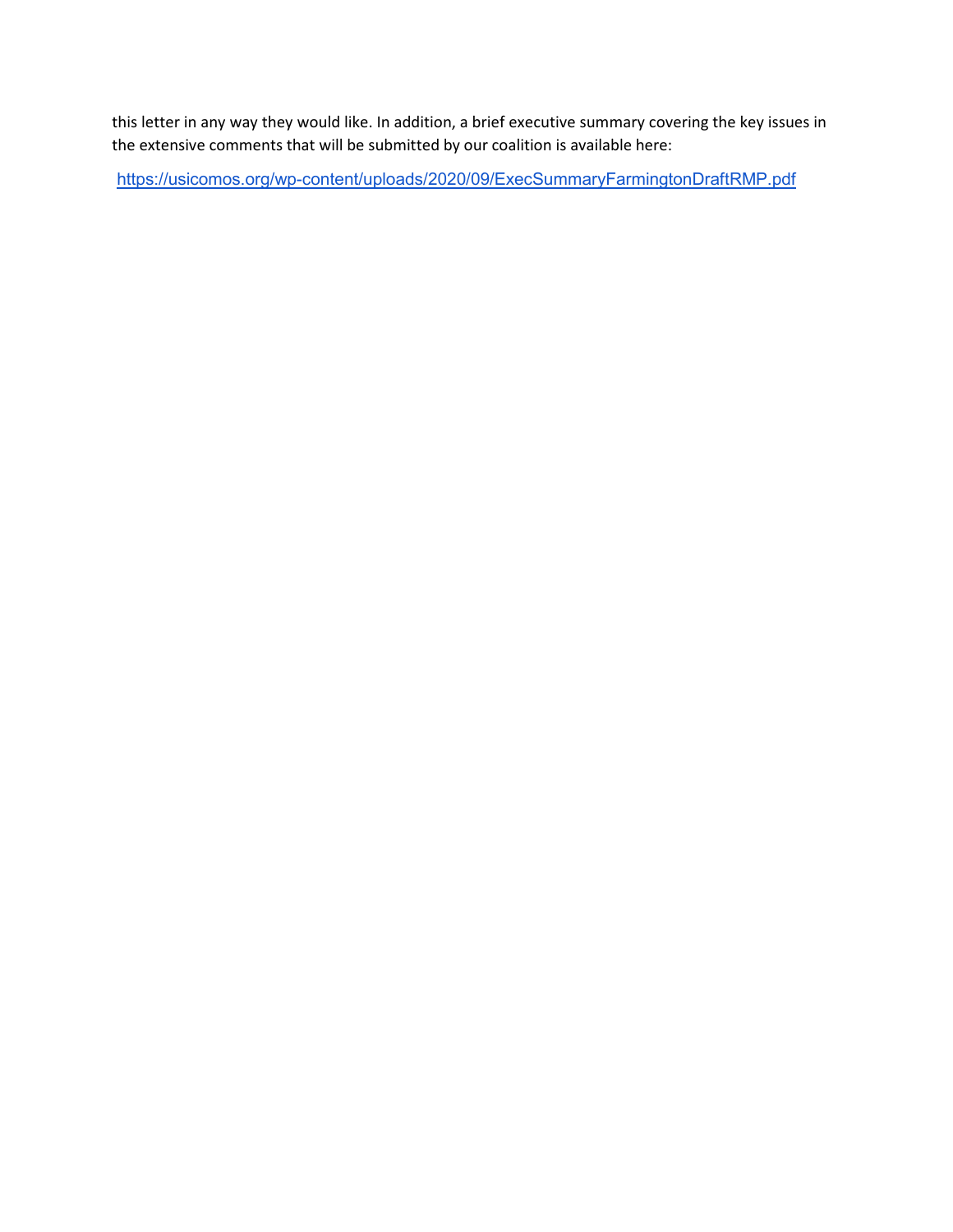this letter in any way they would like. In addition, a brief executive summary covering the key issues in the extensive comments that will be submitted by our coalition is available here:

https://usicomos.org/wp-content/uploads/2020/09/ExecSummaryFarmingtonDraftRMP.pdf